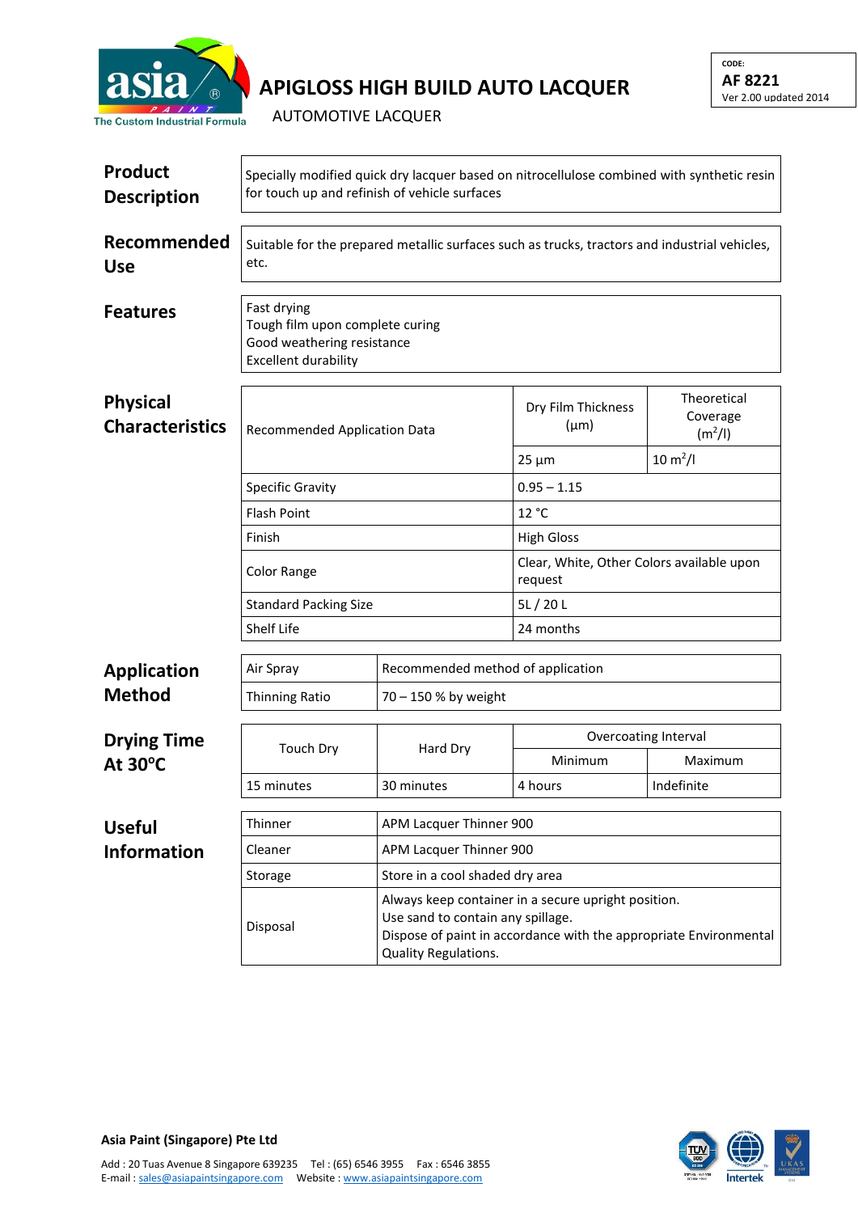# APIGLOSS HIGH BUILD AUTO LACQUER

AUTOMOTIVE LACQUER

CODE:
**AF 8221**
Ver 2.00 updated 2014

## Product Description

Specially modified quick dry lacquer based on nitrocellulose combined with synthetic resin for touch up and refinish of vehicle surfaces

## Recommended Use

Suitable for the prepared metallic surfaces such as trucks, tractors and industrial vehicles, etc.

## Features

Fast drying
Tough film upon complete curing
Good weathering resistance
Excellent durability

## Physical Characteristics

| Recommended Application Data | Dry Film Thickness (µm) | Theoretical Coverage ($m^2$/l) |
|---|---|---|
| | 25 µm | 10 $m^2$/l |
| Specific Gravity | 0.95 – 1.15 | |
| Flash Point | 12 °C | |
| Finish | High Gloss | |
| Color Range | Clear, White, Other Colors available upon request | |
| Standard Packing Size | 5L / 20 L | |
| Shelf Life | 24 months | |

## Application Method

| Air Spray | Recommended method of application |
|---|---|
| Thinning Ratio | 70 – 150 % by weight |

## Drying Time At 30°C

| Touch Dry | Hard Dry | Overcoating Interval | |
|---|---|---|---|
| | | Minimum | Maximum |
| 15 minutes | 30 minutes | 4 hours | Indefinite |

## Useful Information

| Thinner | APM Lacquer Thinner 900 |
|---|---|
| Cleaner | APM Lacquer Thinner 900 |
| Storage | Store in a cool shaded dry area |
| Disposal | Always keep container in a secure upright position.<br>Use sand to contain any spillage.<br>Dispose of paint in accordance with the appropriate Environmental Quality Regulations. |

**Asia Paint (Singapore) Pte Ltd**

Add : 20 Tuas Avenue 8 Singapore 639235 Tel : (65) 6546 3955 Fax : 6546 3855
E-mail : sales@asiapaintsingapore.com Website : www.asiapaintsingapore.com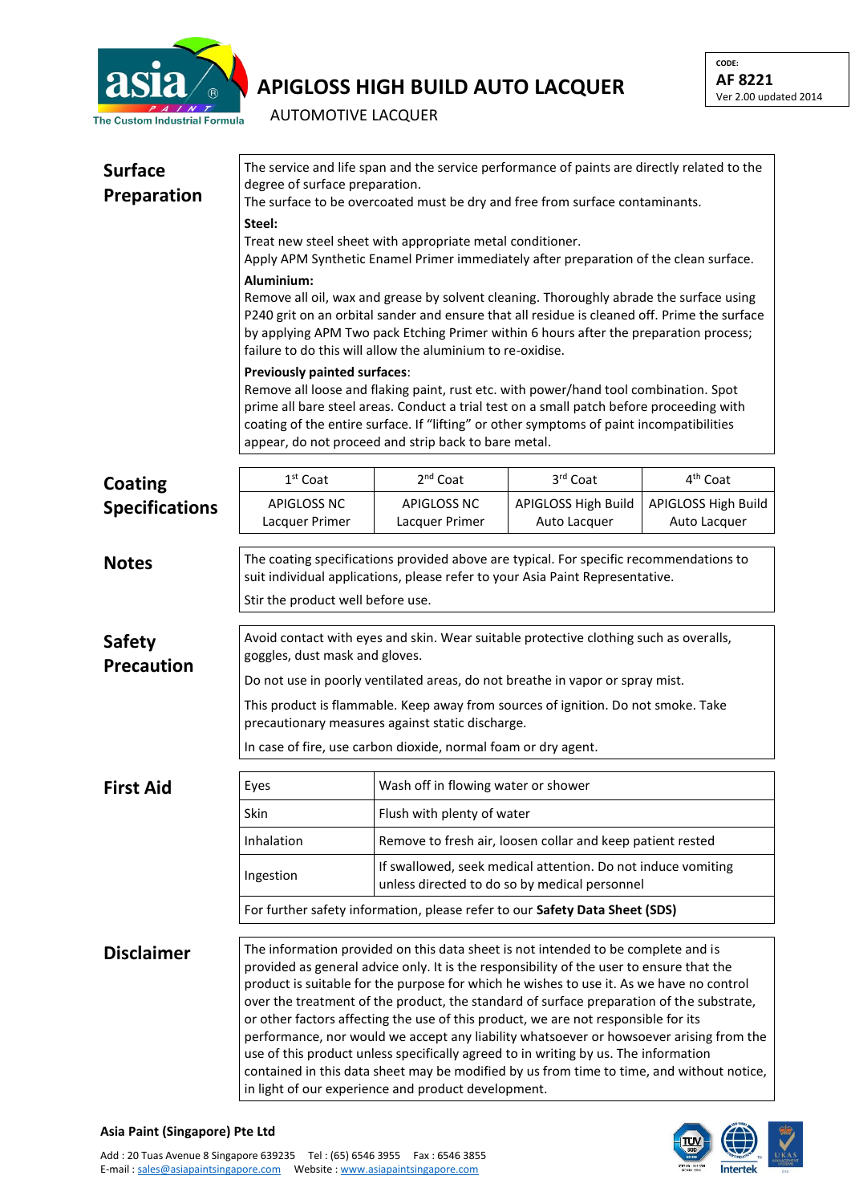# APIGLOSS HIGH BUILD AUTO LACQUER

AUTOMOTIVE LACQUER

CODE:
**AF 8221**
Ver 2.00 updated 2014

## Surface Preparation

The service and life span and the service performance of paints are directly related to the degree of surface preparation.
The surface to be overcoated must be dry and free from surface contaminants.

**Steel:**
Treat new steel sheet with appropriate metal conditioner.
Apply APM Synthetic Enamel Primer immediately after preparation of the clean surface.

**Aluminium:**
Remove all oil, wax and grease by solvent cleaning. Thoroughly abrade the surface using P240 grit on an orbital sander and ensure that all residue is cleaned off. Prime the surface by applying APM Two pack Etching Primer within 6 hours after the preparation process; failure to do this will allow the aluminium to re-oxidise.

**Previously painted surfaces**:
Remove all loose and flaking paint, rust etc. with power/hand tool combination. Spot prime all bare steel areas. Conduct a trial test on a small patch before proceeding with coating of the entire surface. If "lifting" or other symptoms of paint incompatibilities appear, do not proceed and strip back to bare metal.

## Coating Specifications

| 1st Coat | 2nd Coat | 3rd Coat | 4th Coat |
|---|---|---|---|
| APIGLOSS NC Lacquer Primer | APIGLOSS NC Lacquer Primer | APIGLOSS High Build Auto Lacquer | APIGLOSS High Build Auto Lacquer |

## Notes

The coating specifications provided above are typical. For specific recommendations to suit individual applications, please refer to your Asia Paint Representative.

Stir the product well before use.

## Safety Precaution

Avoid contact with eyes and skin. Wear suitable protective clothing such as overalls, goggles, dust mask and gloves.

Do not use in poorly ventilated areas, do not breathe in vapor or spray mist.

This product is flammable. Keep away from sources of ignition. Do not smoke. Take precautionary measures against static discharge.

In case of fire, use carbon dioxide, normal foam or dry agent.

## First Aid

| | |
|---|---|
| Eyes | Wash off in flowing water or shower |
| Skin | Flush with plenty of water |
| Inhalation | Remove to fresh air, loosen collar and keep patient rested |
| Ingestion | If swallowed, seek medical attention. Do not induce vomiting unless directed to do so by medical personnel |

For further safety information, please refer to our **Safety Data Sheet (SDS)**

## Disclaimer

The information provided on this data sheet is not intended to be complete and is provided as general advice only. It is the responsibility of the user to ensure that the product is suitable for the purpose for which he wishes to use it. As we have no control over the treatment of the product, the standard of surface preparation of the substrate, or other factors affecting the use of this product, we are not responsible for its performance, nor would we accept any liability whatsoever or howsoever arising from the use of this product unless specifically agreed to in writing by us. The information contained in this data sheet may be modified by us from time to time, and without notice, in light of our experience and product development.

**Asia Paint (Singapore) Pte Ltd**

Add : 20 Tuas Avenue 8 Singapore 639235 Tel : (65) 6546 3955 Fax : 6546 3855
E-mail : sales@asiapaintsingapore.com Website : www.asiapaintsingapore.com